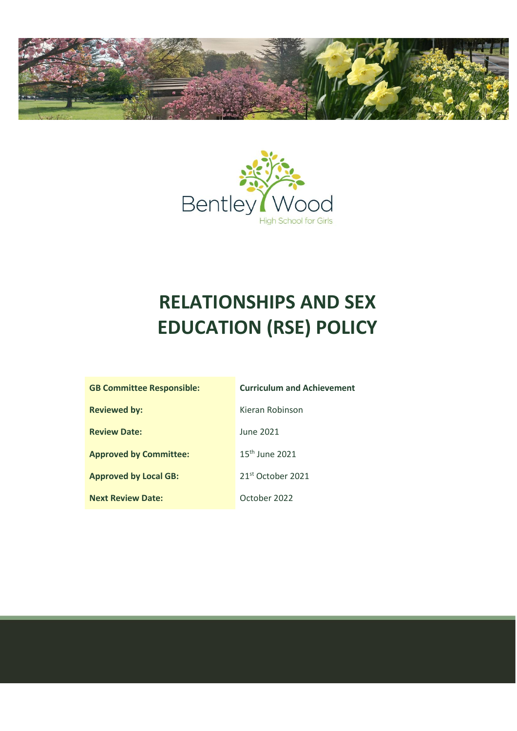Bentley Wood

High School for Girls

# RELATIONSHIPS AND SEX EDUCATION (RSE) POLICY

| GB Committee Responsible: | Curriculum and Achievement |
|---|---|
| Reviewed by: | Kieran Robinson |
| Review Date: | June 2021 |
| Approved by Committee: | 15th June 2021 |
| Approved by Local GB: | 21st October 2021 |
| Next Review Date: | October 2022 |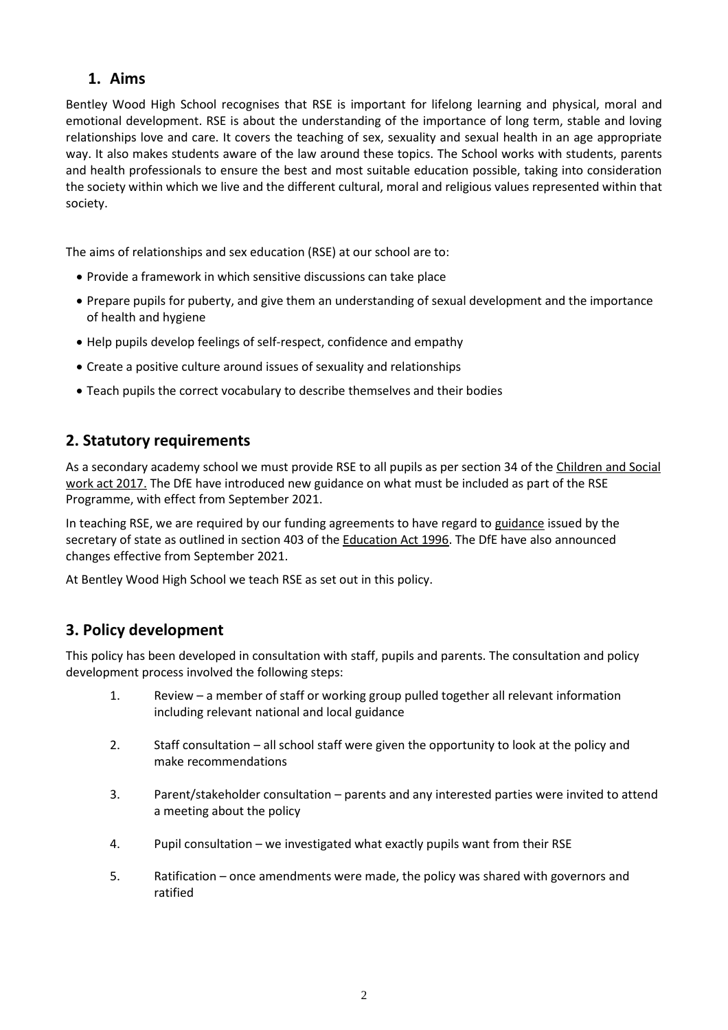## 1. Aims

Bentley Wood High School recognises that RSE is important for lifelong learning and physical, moral and emotional development. RSE is about the understanding of the importance of long term, stable and loving relationships love and care. It covers the teaching of sex, sexuality and sexual health in an age appropriate way. It also makes students aware of the law around these topics. The School works with students, parents and health professionals to ensure the best and most suitable education possible, taking into consideration the society within which we live and the different cultural, moral and religious values represented within that society.

The aims of relationships and sex education (RSE) at our school are to:

- Provide a framework in which sensitive discussions can take place
- Prepare pupils for puberty, and give them an understanding of sexual development and the importance of health and hygiene
- Help pupils develop feelings of self-respect, confidence and empathy
- Create a positive culture around issues of sexuality and relationships
- Teach pupils the correct vocabulary to describe themselves and their bodies

## 2. Statutory requirements

As a secondary academy school we must provide RSE to all pupils as per section 34 of the Children and Social work act 2017. The DfE have introduced new guidance on what must be included as part of the RSE Programme, with effect from September 2021.

In teaching RSE, we are required by our funding agreements to have regard to guidance issued by the secretary of state as outlined in section 403 of the Education Act 1996. The DfE have also announced changes effective from September 2021.

At Bentley Wood High School we teach RSE as set out in this policy.

## 3. Policy development

This policy has been developed in consultation with staff, pupils and parents. The consultation and policy development process involved the following steps:

1. Review – a member of staff or working group pulled together all relevant information including relevant national and local guidance
2. Staff consultation – all school staff were given the opportunity to look at the policy and make recommendations
3. Parent/stakeholder consultation – parents and any interested parties were invited to attend a meeting about the policy
4. Pupil consultation – we investigated what exactly pupils want from their RSE
5. Ratification – once amendments were made, the policy was shared with governors and ratified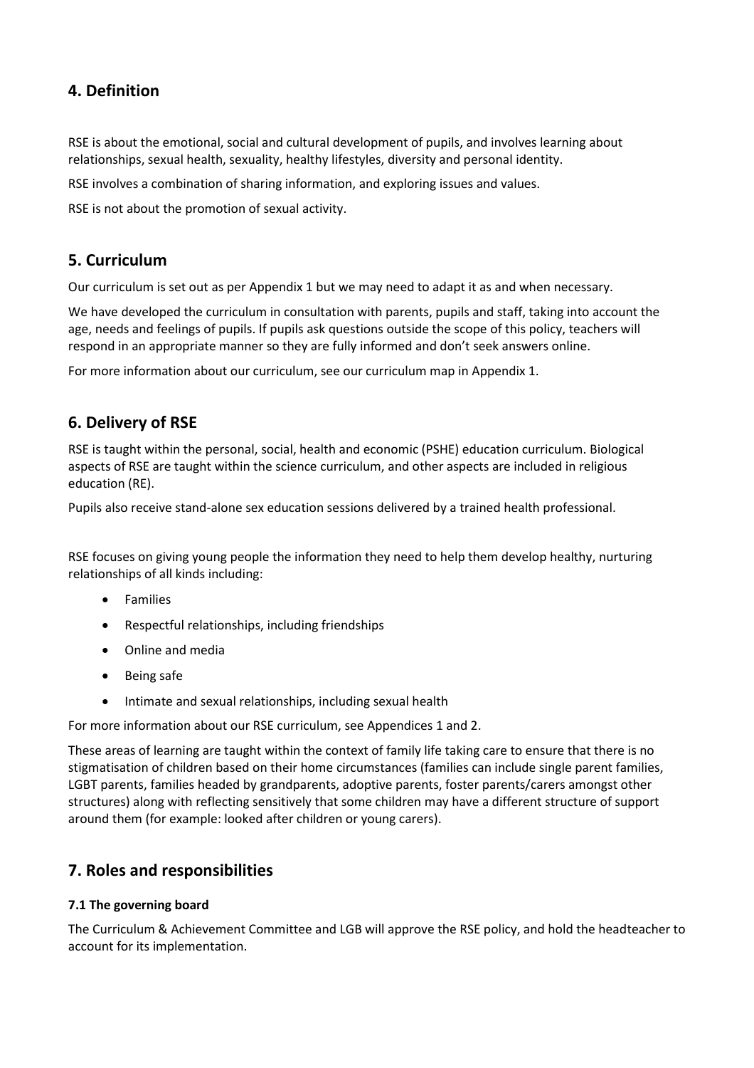## 4. Definition

RSE is about the emotional, social and cultural development of pupils, and involves learning about relationships, sexual health, sexuality, healthy lifestyles, diversity and personal identity.

RSE involves a combination of sharing information, and exploring issues and values.

RSE is not about the promotion of sexual activity.

## 5. Curriculum

Our curriculum is set out as per Appendix 1 but we may need to adapt it as and when necessary.

We have developed the curriculum in consultation with parents, pupils and staff, taking into account the age, needs and feelings of pupils. If pupils ask questions outside the scope of this policy, teachers will respond in an appropriate manner so they are fully informed and don't seek answers online.

For more information about our curriculum, see our curriculum map in Appendix 1.

## 6. Delivery of RSE

RSE is taught within the personal, social, health and economic (PSHE) education curriculum. Biological aspects of RSE are taught within the science curriculum, and other aspects are included in religious education (RE).

Pupils also receive stand-alone sex education sessions delivered by a trained health professional.

RSE focuses on giving young people the information they need to help them develop healthy, nurturing relationships of all kinds including:

- Families
- Respectful relationships, including friendships
- Online and media
- Being safe
- Intimate and sexual relationships, including sexual health

For more information about our RSE curriculum, see Appendices 1 and 2.

These areas of learning are taught within the context of family life taking care to ensure that there is no stigmatisation of children based on their home circumstances (families can include single parent families, LGBT parents, families headed by grandparents, adoptive parents, foster parents/carers amongst other structures) along with reflecting sensitively that some children may have a different structure of support around them (for example: looked after children or young carers).

## 7. Roles and responsibilities

### 7.1 The governing board

The Curriculum & Achievement Committee and LGB will approve the RSE policy, and hold the headteacher to account for its implementation.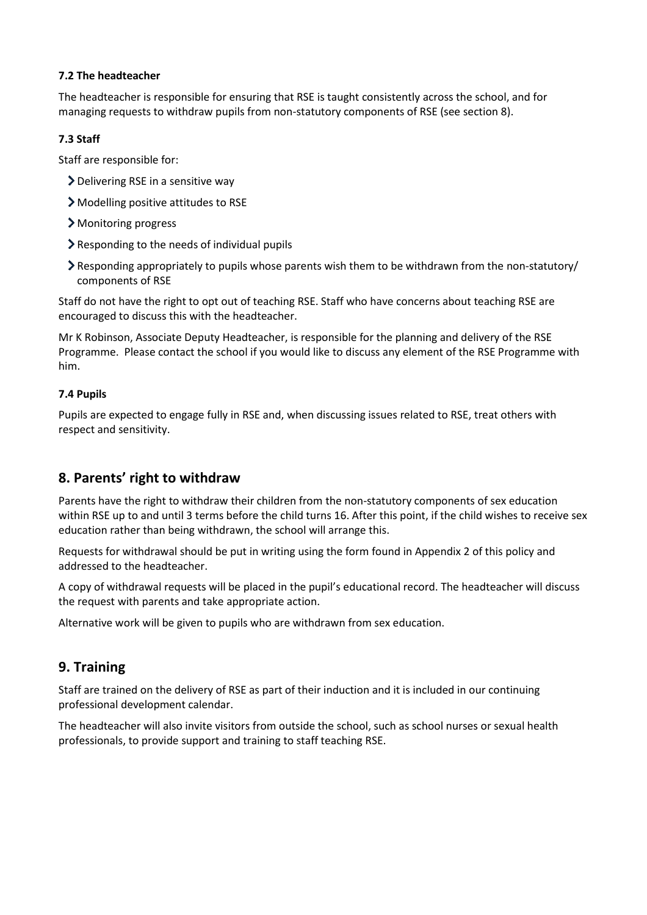### 7.2 The headteacher

The headteacher is responsible for ensuring that RSE is taught consistently across the school, and for managing requests to withdraw pupils from non-statutory components of RSE (see section 8).

### 7.3 Staff

Staff are responsible for:

- Delivering RSE in a sensitive way
- Modelling positive attitudes to RSE
- Monitoring progress
- Responding to the needs of individual pupils
- Responding appropriately to pupils whose parents wish them to be withdrawn from the non-statutory/ components of RSE

Staff do not have the right to opt out of teaching RSE. Staff who have concerns about teaching RSE are encouraged to discuss this with the headteacher.

Mr K Robinson, Associate Deputy Headteacher, is responsible for the planning and delivery of the RSE Programme. Please contact the school if you would like to discuss any element of the RSE Programme with him.

### 7.4 Pupils

Pupils are expected to engage fully in RSE and, when discussing issues related to RSE, treat others with respect and sensitivity.

## 8. Parents' right to withdraw

Parents have the right to withdraw their children from the non-statutory components of sex education within RSE up to and until 3 terms before the child turns 16. After this point, if the child wishes to receive sex education rather than being withdrawn, the school will arrange this.

Requests for withdrawal should be put in writing using the form found in Appendix 2 of this policy and addressed to the headteacher.

A copy of withdrawal requests will be placed in the pupil's educational record. The headteacher will discuss the request with parents and take appropriate action.

Alternative work will be given to pupils who are withdrawn from sex education.

## 9. Training

Staff are trained on the delivery of RSE as part of their induction and it is included in our continuing professional development calendar.

The headteacher will also invite visitors from outside the school, such as school nurses or sexual health professionals, to provide support and training to staff teaching RSE.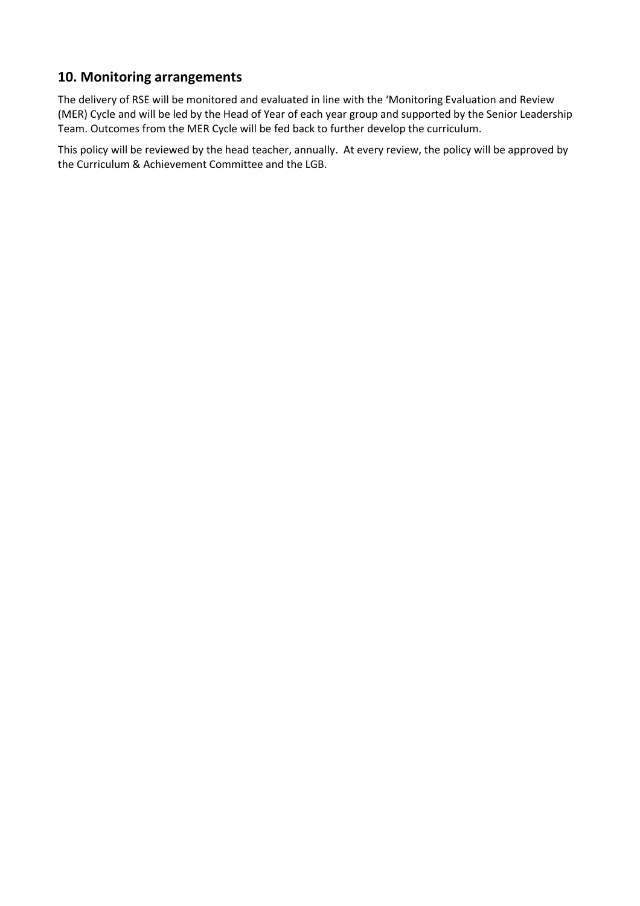## 10. Monitoring arrangements

The delivery of RSE will be monitored and evaluated in line with the 'Monitoring Evaluation and Review (MER) Cycle and will be led by the Head of Year of each year group and supported by the Senior Leadership Team. Outcomes from the MER Cycle will be fed back to further develop the curriculum.

This policy will be reviewed by the head teacher, annually. At every review, the policy will be approved by the Curriculum & Achievement Committee and the LGB.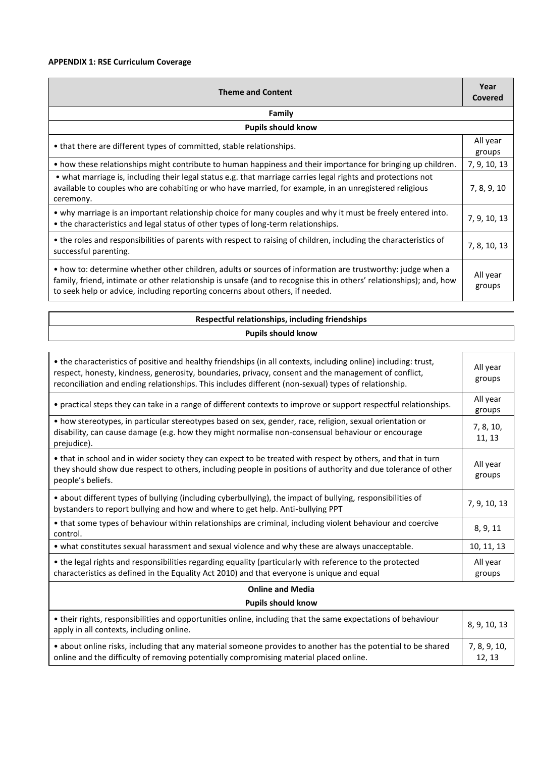**APPENDIX 1: RSE Curriculum Coverage**

| Theme and Content | Year Covered |
|---|---|
| **Family** | |
| **Pupils should know** | |
| • that there are different types of committed, stable relationships. | All year groups |
| • how these relationships might contribute to human happiness and their importance for bringing up children. | 7, 9, 10, 13 |
| • what marriage is, including their legal status e.g. that marriage carries legal rights and protections not available to couples who are cohabiting or who have married, for example, in an unregistered religious ceremony. | 7, 8, 9, 10 |
| • why marriage is an important relationship choice for many couples and why it must be freely entered into.<br>• the characteristics and legal status of other types of long-term relationships. | 7, 9, 10, 13 |
| • the roles and responsibilities of parents with respect to raising of children, including the characteristics of successful parenting. | 7, 8, 10, 13 |
| • how to: determine whether other children, adults or sources of information are trustworthy: judge when a family, friend, intimate or other relationship is unsafe (and to recognise this in others' relationships); and, how to seek help or advice, including reporting concerns about others, if needed. | All year groups |

| Respectful relationships, including friendships | |
|---|---|
| **Pupils should know** | |
| • the characteristics of positive and healthy friendships (in all contexts, including online) including: trust, respect, honesty, kindness, generosity, boundaries, privacy, consent and the management of conflict, reconciliation and ending relationships. This includes different (non-sexual) types of relationship. | All year groups |
| • practical steps they can take in a range of different contexts to improve or support respectful relationships. | All year groups |
| • how stereotypes, in particular stereotypes based on sex, gender, race, religion, sexual orientation or disability, can cause damage (e.g. how they might normalise non-consensual behaviour or encourage prejudice). | 7, 8, 10, 11, 13 |
| • that in school and in wider society they can expect to be treated with respect by others, and that in turn they should show due respect to others, including people in positions of authority and due tolerance of other people's beliefs. | All year groups |
| • about different types of bullying (including cyberbullying), the impact of bullying, responsibilities of bystanders to report bullying and how and where to get help. Anti-bullying PPT | 7, 9, 10, 13 |
| • that some types of behaviour within relationships are criminal, including violent behaviour and coercive control. | 8, 9, 11 |
| • what constitutes sexual harassment and sexual violence and why these are always unacceptable. | 10, 11, 13 |
| • the legal rights and responsibilities regarding equality (particularly with reference to the protected characteristics as defined in the Equality Act 2010) and that everyone is unique and equal | All year groups |
| **Online and Media** | |
| **Pupils should know** | |
| • their rights, responsibilities and opportunities online, including that the same expectations of behaviour apply in all contexts, including online. | 8, 9, 10, 13 |
| • about online risks, including that any material someone provides to another has the potential to be shared online and the difficulty of removing potentially compromising material placed online. | 7, 8, 9, 10, 12, 13 |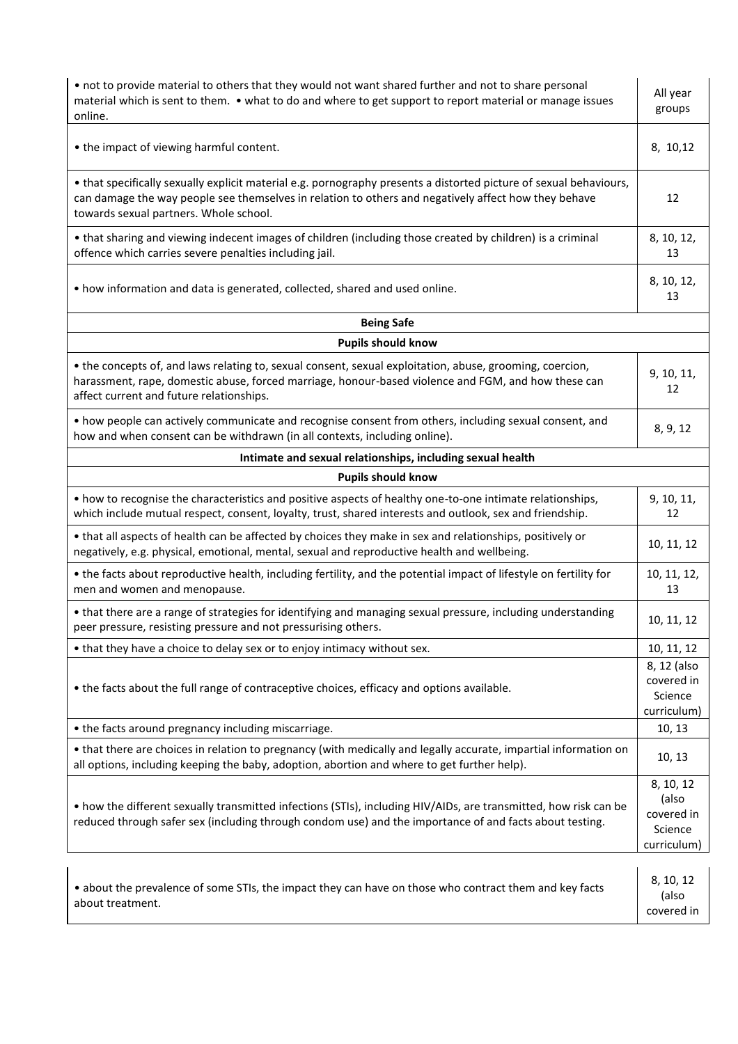| | |
|---|---|
| • not to provide material to others that they would not want shared further and not to share personal material which is sent to them. • what to do and where to get support to report material or manage issues online. | All year groups |
| • the impact of viewing harmful content. | 8, 10,12 |
| • that specifically sexually explicit material e.g. pornography presents a distorted picture of sexual behaviours, can damage the way people see themselves in relation to others and negatively affect how they behave towards sexual partners. Whole school. | 12 |
| • that sharing and viewing indecent images of children (including those created by children) is a criminal offence which carries severe penalties including jail. | 8, 10, 12, 13 |
| • how information and data is generated, collected, shared and used online. | 8, 10, 12, 13 |
| **Being Safe** | |
| **Pupils should know** | |
| • the concepts of, and laws relating to, sexual consent, sexual exploitation, abuse, grooming, coercion, harassment, rape, domestic abuse, forced marriage, honour-based violence and FGM, and how these can affect current and future relationships. | 9, 10, 11, 12 |
| • how people can actively communicate and recognise consent from others, including sexual consent, and how and when consent can be withdrawn (in all contexts, including online). | 8, 9, 12 |
| **Intimate and sexual relationships, including sexual health** | |
| **Pupils should know** | |
| • how to recognise the characteristics and positive aspects of healthy one-to-one intimate relationships, which include mutual respect, consent, loyalty, trust, shared interests and outlook, sex and friendship. | 9, 10, 11, 12 |
| • that all aspects of health can be affected by choices they make in sex and relationships, positively or negatively, e.g. physical, emotional, mental, sexual and reproductive health and wellbeing. | 10, 11, 12 |
| • the facts about reproductive health, including fertility, and the potential impact of lifestyle on fertility for men and women and menopause. | 10, 11, 12, 13 |
| • that there are a range of strategies for identifying and managing sexual pressure, including understanding peer pressure, resisting pressure and not pressurising others. | 10, 11, 12 |
| • that they have a choice to delay sex or to enjoy intimacy without sex. | 10, 11, 12 |
| • the facts about the full range of contraceptive choices, efficacy and options available. | 8, 12 (also covered in Science curriculum) |
| • the facts around pregnancy including miscarriage. | 10, 13 |
| • that there are choices in relation to pregnancy (with medically and legally accurate, impartial information on all options, including keeping the baby, adoption, abortion and where to get further help). | 10, 13 |
| • how the different sexually transmitted infections (STIs), including HIV/AIDs, are transmitted, how risk can be reduced through safer sex (including through condom use) and the importance of and facts about testing. | 8, 10, 12 (also covered in Science curriculum) |
| • about the prevalence of some STIs, the impact they can have on those who contract them and key facts about treatment. | 8, 10, 12 (also covered in |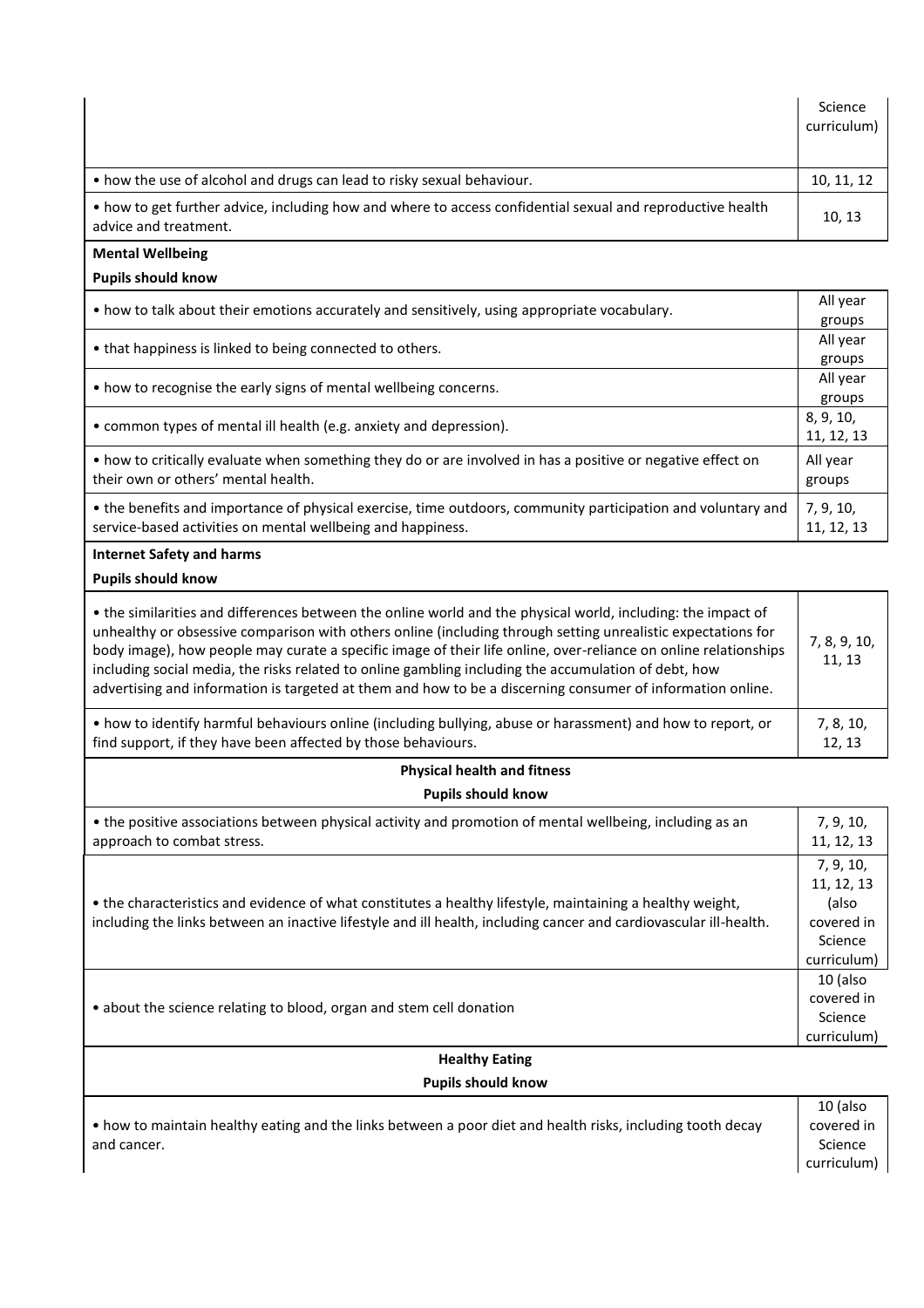| | |
|---|---|
| | Science curriculum) |
| • how the use of alcohol and drugs can lead to risky sexual behaviour. | 10, 11, 12 |
| • how to get further advice, including how and where to access confidential sexual and reproductive health advice and treatment. | 10, 13 |

**Mental Wellbeing**

**Pupils should know**

| | |
|---|---|
| • how to talk about their emotions accurately and sensitively, using appropriate vocabulary. | All year groups |
| • that happiness is linked to being connected to others. | All year groups |
| • how to recognise the early signs of mental wellbeing concerns. | All year groups |
| • common types of mental ill health (e.g. anxiety and depression). | 8, 9, 10, 11, 12, 13 |
| • how to critically evaluate when something they do or are involved in has a positive or negative effect on their own or others' mental health. | All year groups |
| • the benefits and importance of physical exercise, time outdoors, community participation and voluntary and service-based activities on mental wellbeing and happiness. | 7, 9, 10, 11, 12, 13 |

**Internet Safety and harms**

**Pupils should know**

| | |
|---|---|
| • the similarities and differences between the online world and the physical world, including: the impact of unhealthy or obsessive comparison with others online (including through setting unrealistic expectations for body image), how people may curate a specific image of their life online, over-reliance on online relationships including social media, the risks related to online gambling including the accumulation of debt, how advertising and information is targeted at them and how to be a discerning consumer of information online. | 7, 8, 9, 10, 11, 13 |
| • how to identify harmful behaviours online (including bullying, abuse or harassment) and how to report, or find support, if they have been affected by those behaviours. | 7, 8, 10, 12, 13 |

**Physical health and fitness**

**Pupils should know**

| | |
|---|---|
| • the positive associations between physical activity and promotion of mental wellbeing, including as an approach to combat stress. | 7, 9, 10, 11, 12, 13 |
| • the characteristics and evidence of what constitutes a healthy lifestyle, maintaining a healthy weight, including the links between an inactive lifestyle and ill health, including cancer and cardiovascular ill-health. | 7, 9, 10, 11, 12, 13 (also covered in Science curriculum) |
| • about the science relating to blood, organ and stem cell donation | 10 (also covered in Science curriculum) |

**Healthy Eating**

**Pupils should know**

| | |
|---|---|
| • how to maintain healthy eating and the links between a poor diet and health risks, including tooth decay and cancer. | 10 (also covered in Science curriculum) |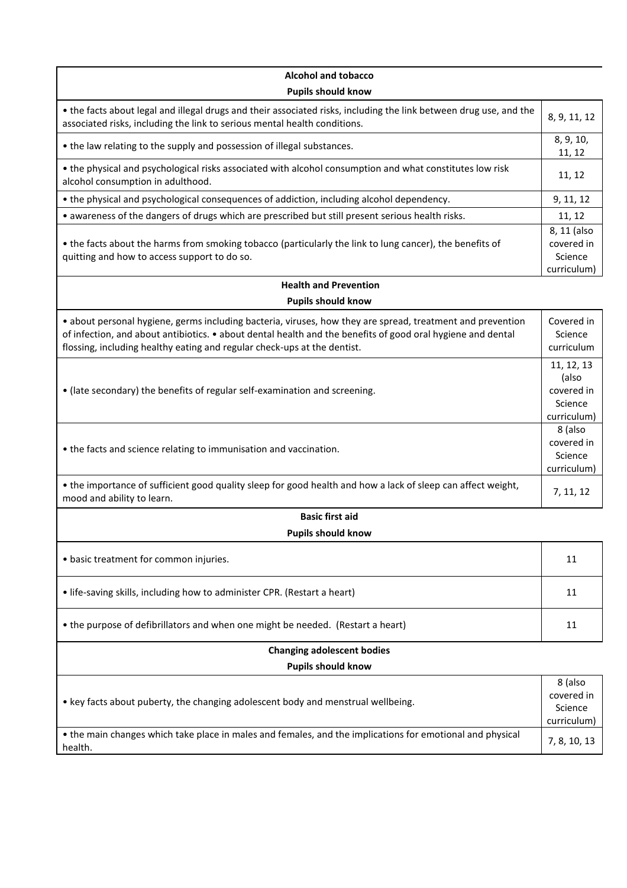| Alcohol and tobacco<br>Pupils should know | |
|---|---|
| • the facts about legal and illegal drugs and their associated risks, including the link between drug use, and the associated risks, including the link to serious mental health conditions. | 8, 9, 11, 12 |
| • the law relating to the supply and possession of illegal substances. | 8, 9, 10, 11, 12 |
| • the physical and psychological risks associated with alcohol consumption and what constitutes low risk alcohol consumption in adulthood. | 11, 12 |
| • the physical and psychological consequences of addiction, including alcohol dependency. | 9, 11, 12 |
| • awareness of the dangers of drugs which are prescribed but still present serious health risks. | 11, 12 |
| • the facts about the harms from smoking tobacco (particularly the link to lung cancer), the benefits of quitting and how to access support to do so. | 8, 11 (also covered in Science curriculum) |
| **Health and Prevention**<br>**Pupils should know** | |
| • about personal hygiene, germs including bacteria, viruses, how they are spread, treatment and prevention of infection, and about antibiotics. • about dental health and the benefits of good oral hygiene and dental flossing, including healthy eating and regular check-ups at the dentist. | Covered in Science curriculum |
| • (late secondary) the benefits of regular self-examination and screening. | 11, 12, 13 (also covered in Science curriculum) |
| • the facts and science relating to immunisation and vaccination. | 8 (also covered in Science curriculum) |
| • the importance of sufficient good quality sleep for good health and how a lack of sleep can affect weight, mood and ability to learn. | 7, 11, 12 |
| **Basic first aid**<br>**Pupils should know** | |
| • basic treatment for common injuries. | 11 |
| • life-saving skills, including how to administer CPR. (Restart a heart) | 11 |
| • the purpose of defibrillators and when one might be needed. (Restart a heart) | 11 |
| **Changing adolescent bodies**<br>**Pupils should know** | |
| • key facts about puberty, the changing adolescent body and menstrual wellbeing. | 8 (also covered in Science curriculum) |
| • the main changes which take place in males and females, and the implications for emotional and physical health. | 7, 8, 10, 13 |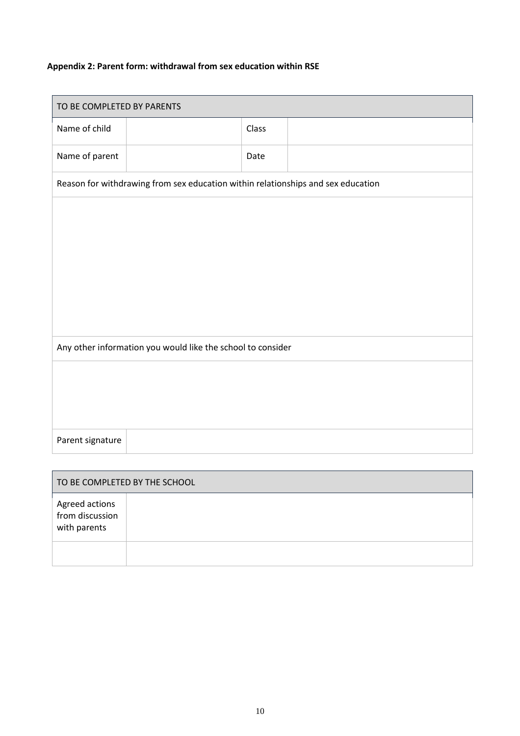**Appendix 2: Parent form: withdrawal from sex education within RSE**

| TO BE COMPLETED BY PARENTS | | | |
|---|---|---|---|
| Name of child | | Class | |
| Name of parent | | Date | |
| Reason for withdrawing from sex education within relationships and sex education | | | |
| | | | |
| Any other information you would like the school to consider | | | |
| | | | |
| Parent signature | | | |

| TO BE COMPLETED BY THE SCHOOL | |
|---|---|
| Agreed actions from discussion with parents | |
| | |